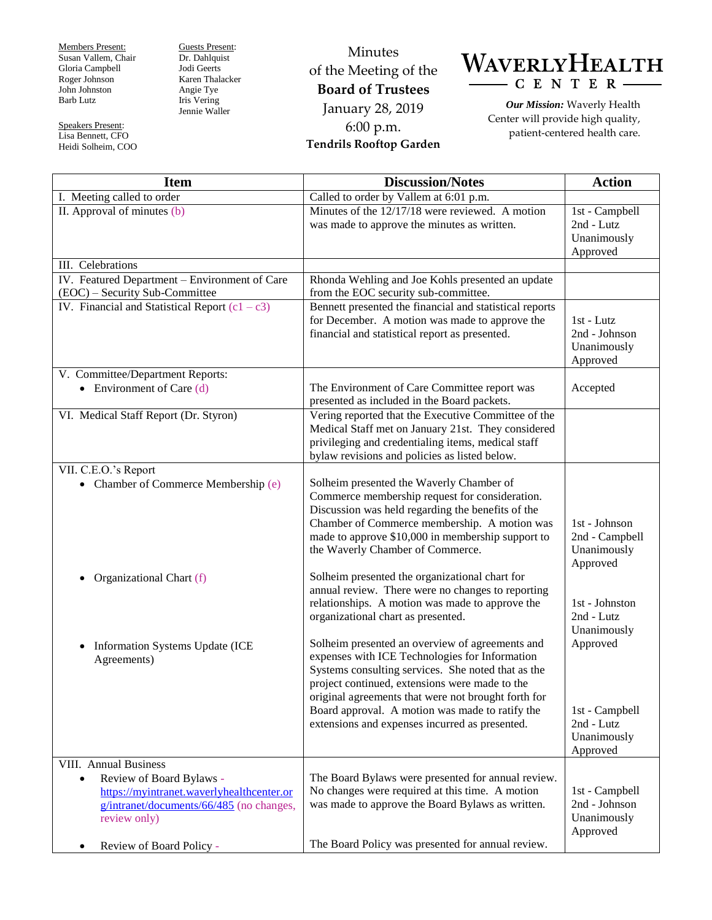Members Present:
Susan Vallem, Chair
Gloria Campbell
Roger Johnson
John Johnston
Barb Lutz

Speakers Present:
Lisa Bennett, CFO
Heidi Solheim, COO

Guests Present:
Dr. Dahlquist
Jodi Geerts
Karen Thalacker
Angie Tye
Iris Vering
Jennie Waller

Minutes
of the Meeting of the
**Board of Trustees**
January 28, 2019
6:00 p.m.
**Tendrils Rooftop Garden**

# WAVERLY HEALTH CENTER

***Our Mission:*** Waverly Health Center will provide high quality, patient-centered health care.

| Item | Discussion/Notes | Action |
|---|---|---|
| I. Meeting called to order | Called to order by Vallem at 6:01 p.m. | |
| II. Approval of minutes (b) | Minutes of the 12/17/18 were reviewed. A motion was made to approve the minutes as written. | 1st - Campbell<br>2nd - Lutz<br>Unanimously Approved |
| III. Celebrations | | |
| IV. Featured Department – Environment of Care (EOC) – Security Sub-Committee | Rhonda Wehling and Joe Kohls presented an update from the EOC security sub-committee. | |
| IV. Financial and Statistical Report (c1 – c3) | Bennett presented the financial and statistical reports for December. A motion was made to approve the financial and statistical report as presented. | 1st - Lutz<br>2nd - Johnson<br>Unanimously Approved |
| V. Committee/Department Reports:<br>• Environment of Care (d) | The Environment of Care Committee report was presented as included in the Board packets. | Accepted |
| VI. Medical Staff Report (Dr. Styron) | Vering reported that the Executive Committee of the Medical Staff met on January 21st. They considered privileging and credentialing items, medical staff bylaw revisions and policies as listed below. | |
| VII. C.E.O.'s Report<br>• Chamber of Commerce Membership (e) | Solheim presented the Waverly Chamber of Commerce membership request for consideration. Discussion was held regarding the benefits of the Chamber of Commerce membership. A motion was made to approve $10,000 in membership support to the Waverly Chamber of Commerce. | 1st - Johnson<br>2nd - Campbell<br>Unanimously Approved |
| • Organizational Chart (f) | Solheim presented the organizational chart for annual review. There were no changes to reporting relationships. A motion was made to approve the organizational chart as presented. | 1st - Johnston<br>2nd - Lutz<br>Unanimously Approved |
| • Information Systems Update (ICE Agreements) | Solheim presented an overview of agreements and expenses with ICE Technologies for Information Systems consulting services. She noted that as the project continued, extensions were made to the original agreements that were not brought forth for Board approval. A motion was made to ratify the extensions and expenses incurred as presented. | 1st - Campbell<br>2nd - Lutz<br>Unanimously Approved |
| VIII. Annual Business<br>• Review of Board Bylaws - https://myintranet.waverlyhealthcenter.org/intranet/documents/66/485 (no changes, review only) | The Board Bylaws were presented for annual review. No changes were required at this time. A motion was made to approve the Board Bylaws as written. | 1st - Campbell<br>2nd - Johnson<br>Unanimously Approved |
| • Review of Board Policy - | The Board Policy was presented for annual review. | |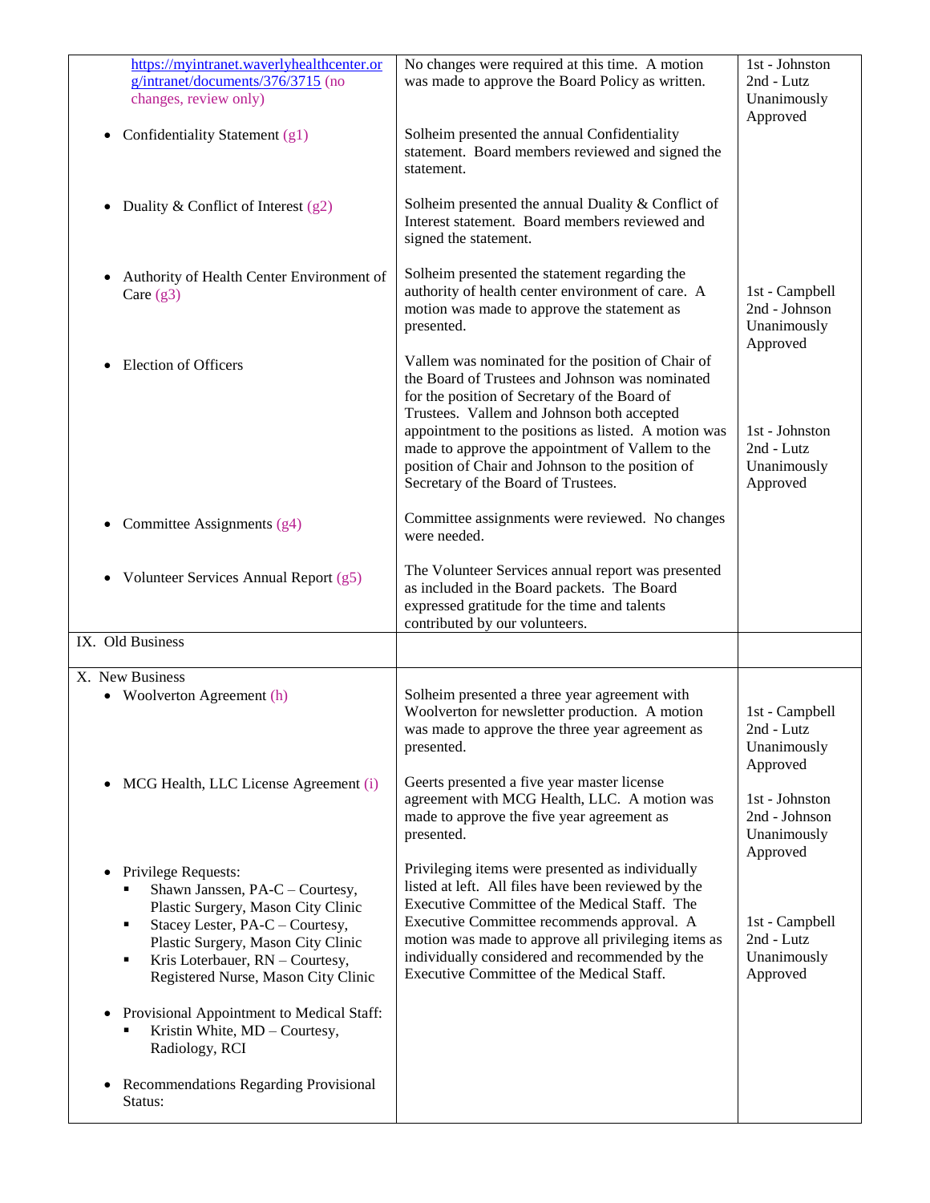| | | |
|---|---|---|
| https://myintranet.waverlyhealthcenter.org/intranet/documents/376/3715 (no changes, review only) | No changes were required at this time. A motion was made to approve the Board Policy as written. | 1st - Johnston<br>2nd - Lutz<br>Unanimously Approved |
| • Confidentiality Statement (g1) | Solheim presented the annual Confidentiality statement. Board members reviewed and signed the statement. | |
| • Duality & Conflict of Interest (g2) | Solheim presented the annual Duality & Conflict of Interest statement. Board members reviewed and signed the statement. | |
| • Authority of Health Center Environment of Care (g3) | Solheim presented the statement regarding the authority of health center environment of care. A motion was made to approve the statement as presented. | 1st - Campbell<br>2nd - Johnson<br>Unanimously Approved |
| • Election of Officers | Vallem was nominated for the position of Chair of the Board of Trustees and Johnson was nominated for the position of Secretary of the Board of Trustees. Vallem and Johnson both accepted appointment to the positions as listed. A motion was made to approve the appointment of Vallem to the position of Chair and Johnson to the position of Secretary of the Board of Trustees. | 1st - Johnston<br>2nd - Lutz<br>Unanimously Approved |
| • Committee Assignments (g4) | Committee assignments were reviewed. No changes were needed. | |
| • Volunteer Services Annual Report (g5) | The Volunteer Services annual report was presented as included in the Board packets. The Board expressed gratitude for the time and talents contributed by our volunteers. | |
| IX. Old Business | | |
| X. New Business<br>• Woolverton Agreement (h) | Solheim presented a three year agreement with Woolverton for newsletter production. A motion was made to approve the three year agreement as presented. | 1st - Campbell<br>2nd - Lutz<br>Unanimously Approved |
| • MCG Health, LLC License Agreement (i) | Geerts presented a five year master license agreement with MCG Health, LLC. A motion was made to approve the five year agreement as presented. | 1st - Johnston<br>2nd - Johnson<br>Unanimously Approved |
| • Privilege Requests:<br>▪ Shawn Janssen, PA-C – Courtesy, Plastic Surgery, Mason City Clinic<br>▪ Stacey Lester, PA-C – Courtesy, Plastic Surgery, Mason City Clinic<br>▪ Kris Loterbauer, RN – Courtesy, Registered Nurse, Mason City Clinic<br><br>• Provisional Appointment to Medical Staff:<br>▪ Kristin White, MD – Courtesy, Radiology, RCI<br><br>• Recommendations Regarding Provisional Status: | Privileging items were presented as individually listed at left. All files have been reviewed by the Executive Committee of the Medical Staff. The Executive Committee recommends approval. A motion was made to approve all privileging items as individually considered and recommended by the Executive Committee of the Medical Staff. | 1st - Campbell<br>2nd - Lutz<br>Unanimously Approved |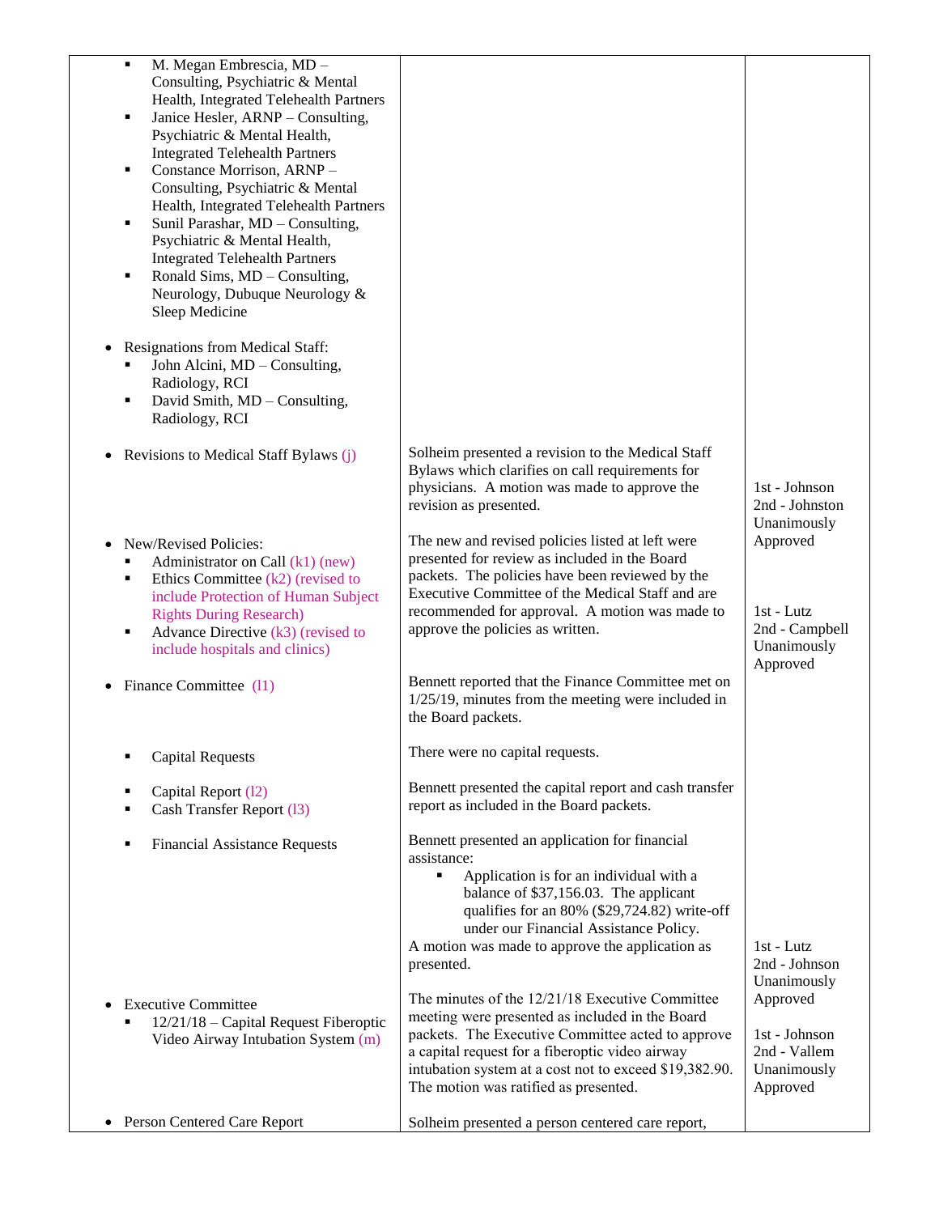| | | |
|---|---|---|
| ▪ M. Megan Embrescia, MD – Consulting, Psychiatric & Mental Health, Integrated Telehealth Partners<br>▪ Janice Hesler, ARNP – Consulting, Psychiatric & Mental Health, Integrated Telehealth Partners<br>▪ Constance Morrison, ARNP – Consulting, Psychiatric & Mental Health, Integrated Telehealth Partners<br>▪ Sunil Parashar, MD – Consulting, Psychiatric & Mental Health, Integrated Telehealth Partners<br>▪ Ronald Sims, MD – Consulting, Neurology, Dubuque Neurology & Sleep Medicine | | |
| • Resignations from Medical Staff:<br>▪ John Alcini, MD – Consulting, Radiology, RCI<br>▪ David Smith, MD – Consulting, Radiology, RCI | | |
| • Revisions to Medical Staff Bylaws (j) | Solheim presented a revision to the Medical Staff Bylaws which clarifies on call requirements for physicians. A motion was made to approve the revision as presented. | 1st - Johnson<br>2nd - Johnston<br>Unanimously Approved |
| • New/Revised Policies:<br>▪ Administrator on Call (k1) (new)<br>▪ Ethics Committee (k2) (revised to include Protection of Human Subject Rights During Research)<br>▪ Advance Directive (k3) (revised to include hospitals and clinics) | The new and revised policies listed at left were presented for review as included in the Board packets. The policies have been reviewed by the Executive Committee of the Medical Staff and are recommended for approval. A motion was made to approve the policies as written. | 1st - Lutz<br>2nd - Campbell<br>Unanimously Approved |
| • Finance Committee (l1) | Bennett reported that the Finance Committee met on 1/25/19, minutes from the meeting were included in the Board packets. | |
| ▪ Capital Requests | There were no capital requests. | |
| ▪ Capital Report (l2)<br>▪ Cash Transfer Report (l3) | Bennett presented the capital report and cash transfer report as included in the Board packets. | |
| ▪ Financial Assistance Requests | Bennett presented an application for financial assistance:<br>▪ Application is for an individual with a balance of $37,156.03. The applicant qualifies for an 80% ($29,724.82) write-off under our Financial Assistance Policy.<br>A motion was made to approve the application as presented. | 1st - Lutz<br>2nd - Johnson<br>Unanimously Approved |
| • Executive Committee<br>▪ 12/21/18 – Capital Request Fiberoptic Video Airway Intubation System (m) | The minutes of the 12/21/18 Executive Committee meeting were presented as included in the Board packets. The Executive Committee acted to approve a capital request for a fiberoptic video airway intubation system at a cost not to exceed $19,382.90. The motion was ratified as presented. | 1st - Johnson<br>2nd - Vallem<br>Unanimously Approved |
| • Person Centered Care Report | Solheim presented a person centered care report, | |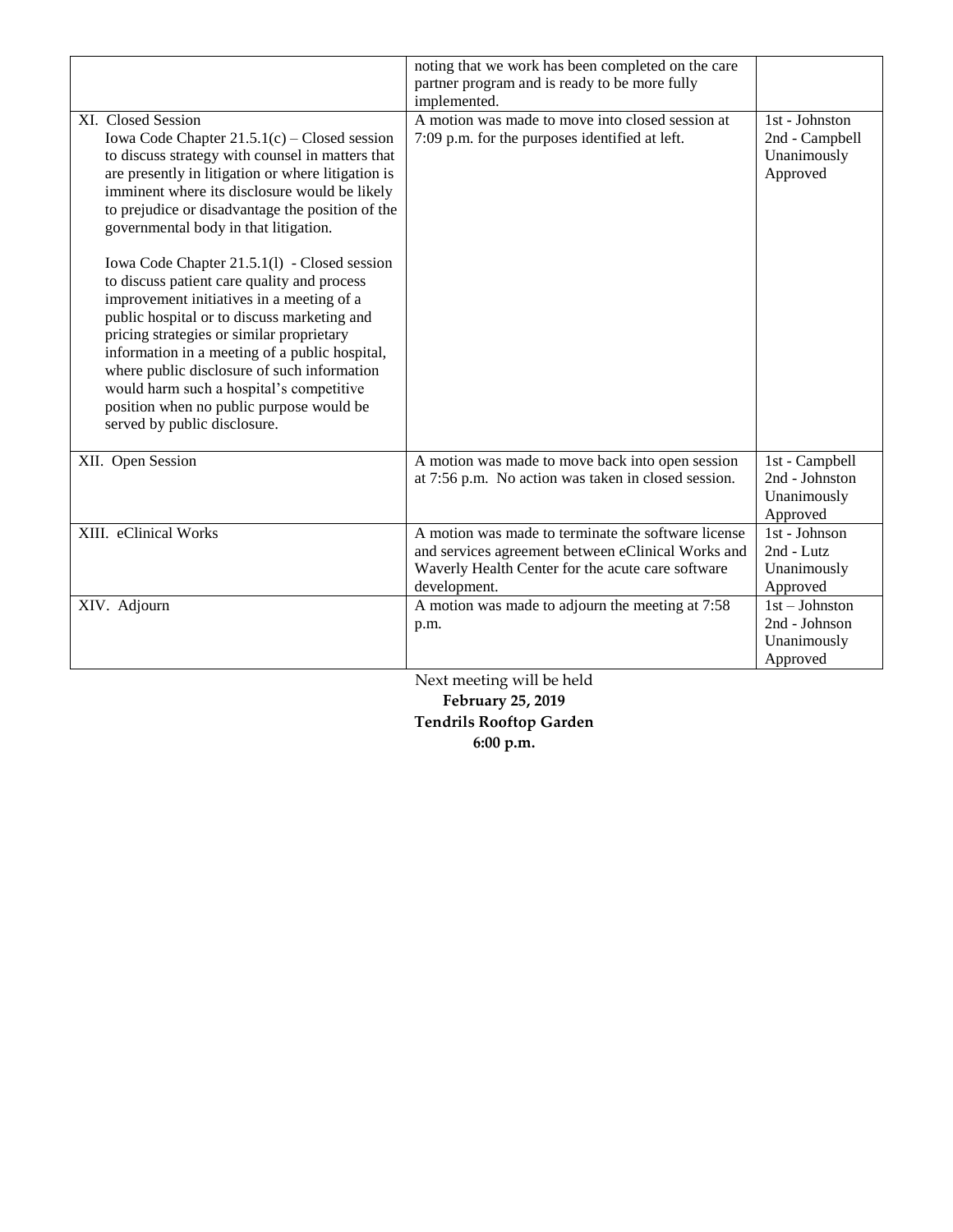| | | |
|---|---|---|
| | noting that we work has been completed on the care partner program and is ready to be more fully implemented. | |
| XI. Closed Session<br><br>Iowa Code Chapter 21.5.1(c) – Closed session to discuss strategy with counsel in matters that are presently in litigation or where litigation is imminent where its disclosure would be likely to prejudice or disadvantage the position of the governmental body in that litigation.<br><br>Iowa Code Chapter 21.5.1(l) - Closed session to discuss patient care quality and process improvement initiatives in a meeting of a public hospital or to discuss marketing and pricing strategies or similar proprietary information in a meeting of a public hospital, where public disclosure of such information would harm such a hospital's competitive position when no public purpose would be served by public disclosure. | A motion was made to move into closed session at 7:09 p.m. for the purposes identified at left. | 1st - Johnston<br>2nd - Campbell<br>Unanimously Approved |
| XII. Open Session | A motion was made to move back into open session at 7:56 p.m. No action was taken in closed session. | 1st - Campbell<br>2nd - Johnston<br>Unanimously Approved |
| XIII. eClinical Works | A motion was made to terminate the software license and services agreement between eClinical Works and Waverly Health Center for the acute care software development. | 1st - Johnson<br>2nd - Lutz<br>Unanimously Approved |
| XIV. Adjourn | A motion was made to adjourn the meeting at 7:58 p.m. | 1st – Johnston<br>2nd - Johnson<br>Unanimously Approved |

Next meeting will be held

**February 25, 2019**

**Tendrils Rooftop Garden**

**6:00 p.m.**